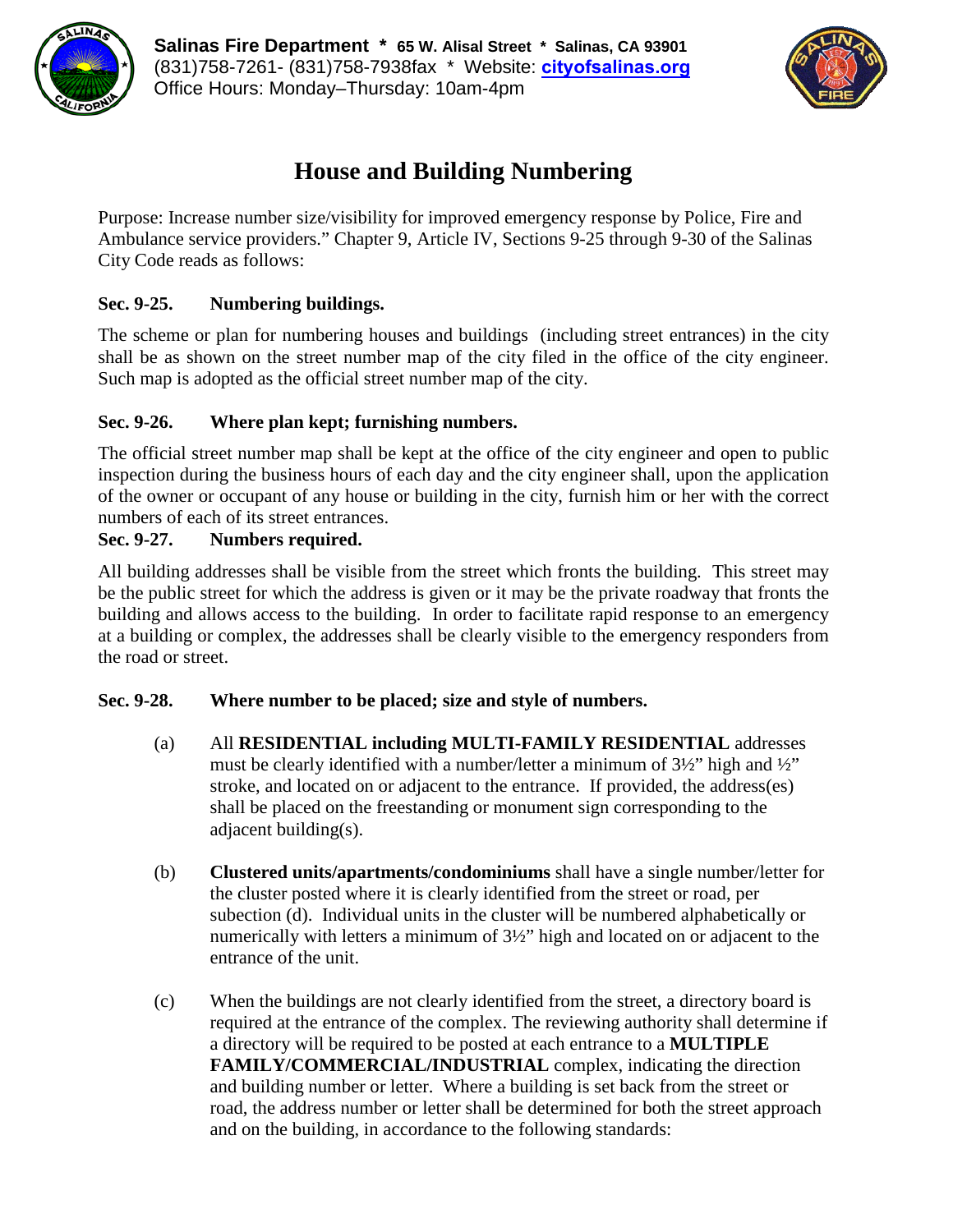**Salinas Fire Department * 65 W. Alisal Street * Salinas, CA 93901**
(831)758-7261- (831)758-7938fax * Website: **cityofsalinas.org**
Office Hours: Monday–Thursday: 10am-4pm

# House and Building Numbering

Purpose: Increase number size/visibility for improved emergency response by Police, Fire and Ambulance service providers." Chapter 9, Article IV, Sections 9-25 through 9-30 of the Salinas City Code reads as follows:

### Sec. 9-25. Numbering buildings.

The scheme or plan for numbering houses and buildings (including street entrances) in the city shall be as shown on the street number map of the city filed in the office of the city engineer. Such map is adopted as the official street number map of the city.

### Sec. 9-26. Where plan kept; furnishing numbers.

The official street number map shall be kept at the office of the city engineer and open to public inspection during the business hours of each day and the city engineer shall, upon the application of the owner or occupant of any house or building in the city, furnish him or her with the correct numbers of each of its street entrances.

### Sec. 9-27. Numbers required.

All building addresses shall be visible from the street which fronts the building. This street may be the public street for which the address is given or it may be the private roadway that fronts the building and allows access to the building. In order to facilitate rapid response to an emergency at a building or complex, the addresses shall be clearly visible to the emergency responders from the road or street.

### Sec. 9-28. Where number to be placed; size and style of numbers.

(a) All **RESIDENTIAL including MULTI-FAMILY RESIDENTIAL** addresses must be clearly identified with a number/letter a minimum of 3½" high and ½" stroke, and located on or adjacent to the entrance. If provided, the address(es) shall be placed on the freestanding or monument sign corresponding to the adjacent building(s).

(b) **Clustered units/apartments/condominiums** shall have a single number/letter for the cluster posted where it is clearly identified from the street or road, per subection (d). Individual units in the cluster will be numbered alphabetically or numerically with letters a minimum of 3½" high and located on or adjacent to the entrance of the unit.

(c) When the buildings are not clearly identified from the street, a directory board is required at the entrance of the complex. The reviewing authority shall determine if a directory will be required to be posted at each entrance to a **MULTIPLE FAMILY/COMMERCIAL/INDUSTRIAL** complex, indicating the direction and building number or letter. Where a building is set back from the street or road, the address number or letter shall be determined for both the street approach and on the building, in accordance to the following standards: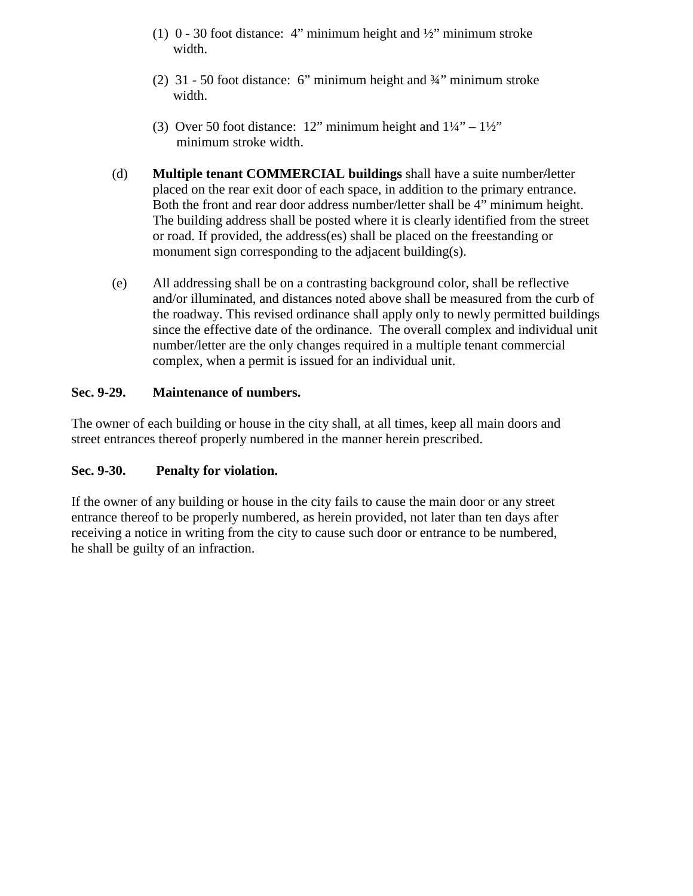(1) 0 - 30 foot distance: 4" minimum height and ½" minimum stroke width.

(2) 31 - 50 foot distance: 6" minimum height and ¾" minimum stroke width.

(3) Over 50 foot distance: 12" minimum height and 1¼" – 1½" minimum stroke width.

(d) **Multiple tenant COMMERCIAL buildings** shall have a suite number/letter placed on the rear exit door of each space, in addition to the primary entrance. Both the front and rear door address number/letter shall be 4" minimum height. The building address shall be posted where it is clearly identified from the street or road. If provided, the address(es) shall be placed on the freestanding or monument sign corresponding to the adjacent building(s).

(e) All addressing shall be on a contrasting background color, shall be reflective and/or illuminated, and distances noted above shall be measured from the curb of the roadway. This revised ordinance shall apply only to newly permitted buildings since the effective date of the ordinance. The overall complex and individual unit number/letter are the only changes required in a multiple tenant commercial complex, when a permit is issued for an individual unit.

**Sec. 9-29. Maintenance of numbers.**

The owner of each building or house in the city shall, at all times, keep all main doors and street entrances thereof properly numbered in the manner herein prescribed.

**Sec. 9-30. Penalty for violation.**

If the owner of any building or house in the city fails to cause the main door or any street entrance thereof to be properly numbered, as herein provided, not later than ten days after receiving a notice in writing from the city to cause such door or entrance to be numbered, he shall be guilty of an infraction.